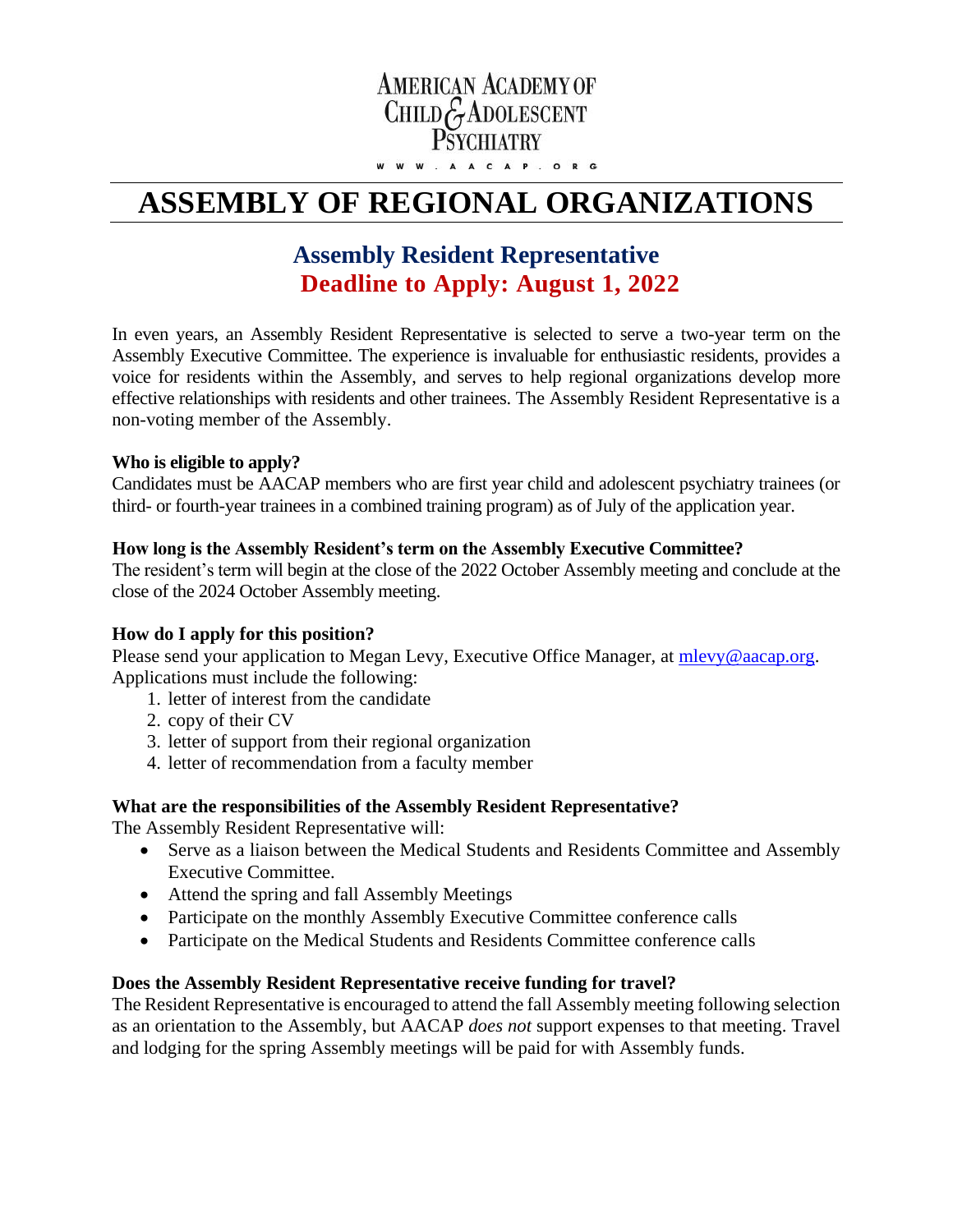AMERICAN ACADEMY OF CHILD & ADOLESCENT PSYCHIATRY

WWW.AACAP.ORG

# ASSEMBLY OF REGIONAL ORGANIZATIONS

## Assembly Resident Representative

## Deadline to Apply: August 1, 2022

In even years, an Assembly Resident Representative is selected to serve a two-year term on the Assembly Executive Committee. The experience is invaluable for enthusiastic residents, provides a voice for residents within the Assembly, and serves to help regional organizations develop more effective relationships with residents and other trainees. The Assembly Resident Representative is a non-voting member of the Assembly.

**Who is eligible to apply?**
Candidates must be AACAP members who are first year child and adolescent psychiatry trainees (or third- or fourth-year trainees in a combined training program) as of July of the application year.

**How long is the Assembly Resident's term on the Assembly Executive Committee?**
The resident's term will begin at the close of the 2022 October Assembly meeting and conclude at the close of the 2024 October Assembly meeting.

**How do I apply for this position?**
Please send your application to Megan Levy, Executive Office Manager, at [mlevy@aacap.org](mailto:mlevy@aacap.org). Applications must include the following:

1. letter of interest from the candidate
2. copy of their CV
3. letter of support from their regional organization
4. letter of recommendation from a faculty member

**What are the responsibilities of the Assembly Resident Representative?**
The Assembly Resident Representative will:

- Serve as a liaison between the Medical Students and Residents Committee and Assembly Executive Committee.
- Attend the spring and fall Assembly Meetings
- Participate on the monthly Assembly Executive Committee conference calls
- Participate on the Medical Students and Residents Committee conference calls

**Does the Assembly Resident Representative receive funding for travel?**
The Resident Representative is encouraged to attend the fall Assembly meeting following selection as an orientation to the Assembly, but AACAP *does not* support expenses to that meeting. Travel and lodging for the spring Assembly meetings will be paid for with Assembly funds.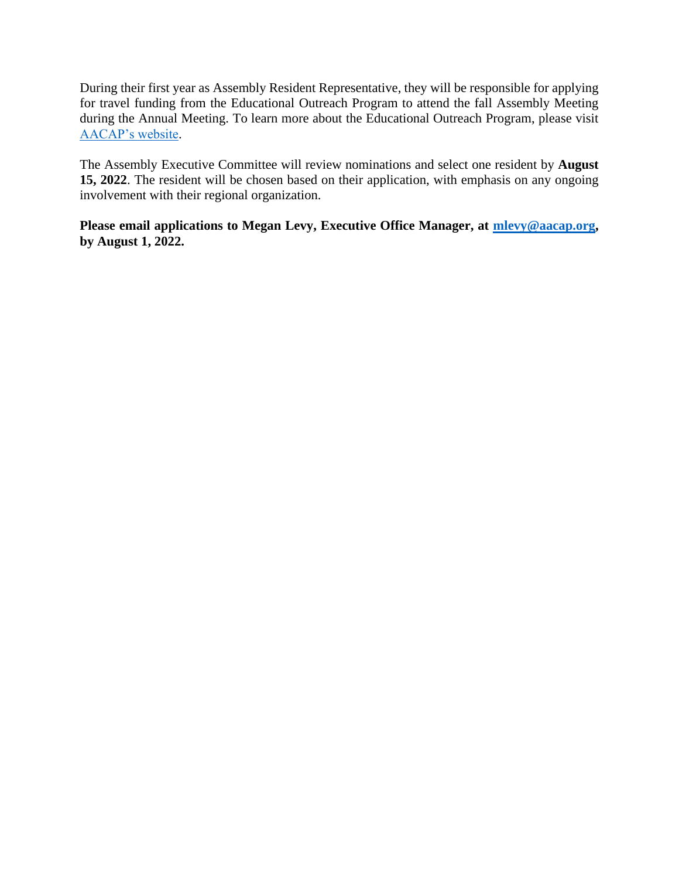During their first year as Assembly Resident Representative, they will be responsible for applying for travel funding from the Educational Outreach Program to attend the fall Assembly Meeting during the Annual Meeting. To learn more about the Educational Outreach Program, please visit AACAP's website.

The Assembly Executive Committee will review nominations and select one resident by **August 15, 2022**. The resident will be chosen based on their application, with emphasis on any ongoing involvement with their regional organization.

**Please email applications to Megan Levy, Executive Office Manager, at mlevy@aacap.org, by August 1, 2022.**